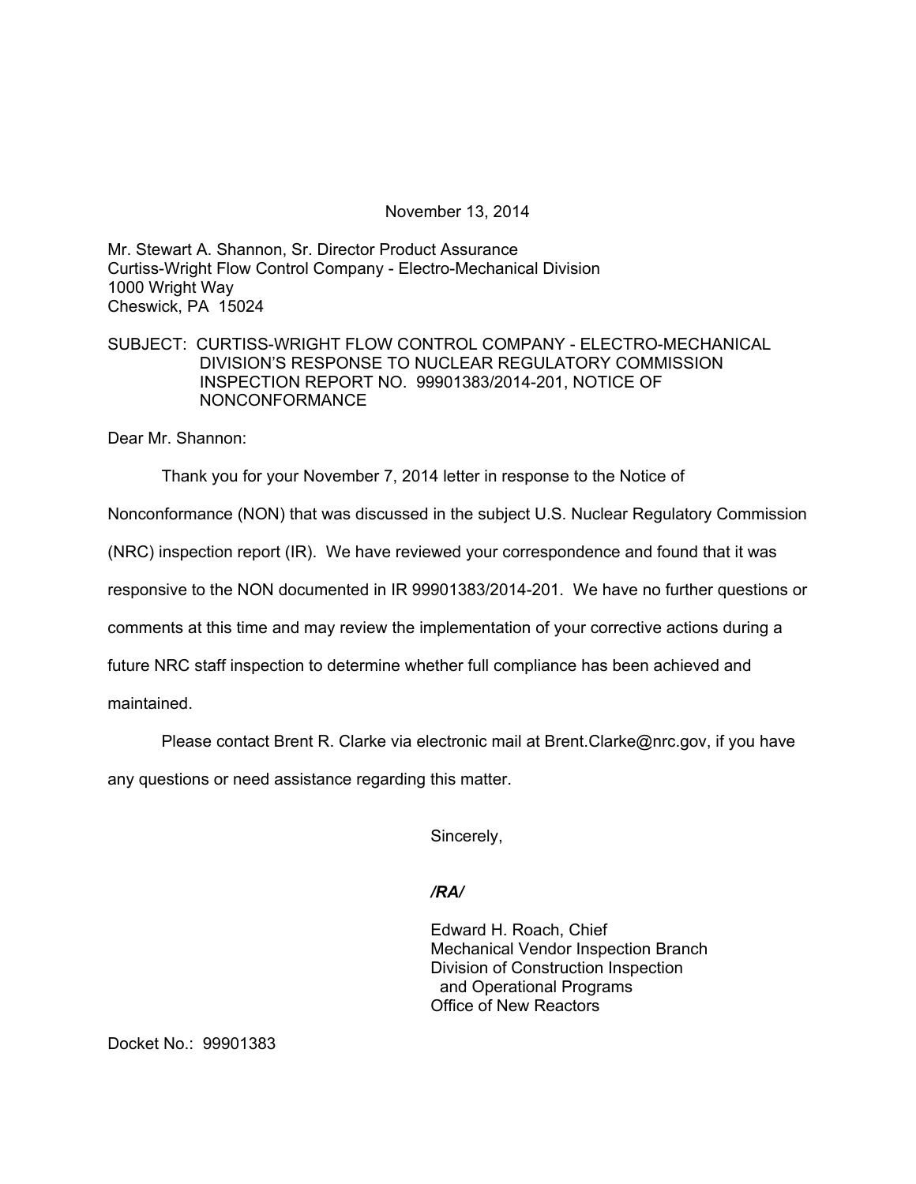November 13, 2014

Mr. Stewart A. Shannon, Sr. Director Product Assurance
Curtiss-Wright Flow Control Company - Electro-Mechanical Division
1000 Wright Way
Cheswick, PA 15024

SUBJECT: CURTISS-WRIGHT FLOW CONTROL COMPANY - ELECTRO-MECHANICAL DIVISION'S RESPONSE TO NUCLEAR REGULATORY COMMISSION INSPECTION REPORT NO. 99901383/2014-201, NOTICE OF NONCONFORMANCE

Dear Mr. Shannon:

Thank you for your November 7, 2014 letter in response to the Notice of Nonconformance (NON) that was discussed in the subject U.S. Nuclear Regulatory Commission (NRC) inspection report (IR). We have reviewed your correspondence and found that it was responsive to the NON documented in IR 99901383/2014-201. We have no further questions or comments at this time and may review the implementation of your corrective actions during a future NRC staff inspection to determine whether full compliance has been achieved and maintained.

Please contact Brent R. Clarke via electronic mail at Brent.Clarke@nrc.gov, if you have any questions or need assistance regarding this matter.

Sincerely,

*/RA/*

Edward H. Roach, Chief
Mechanical Vendor Inspection Branch
Division of Construction Inspection
and Operational Programs
Office of New Reactors

Docket No.: 99901383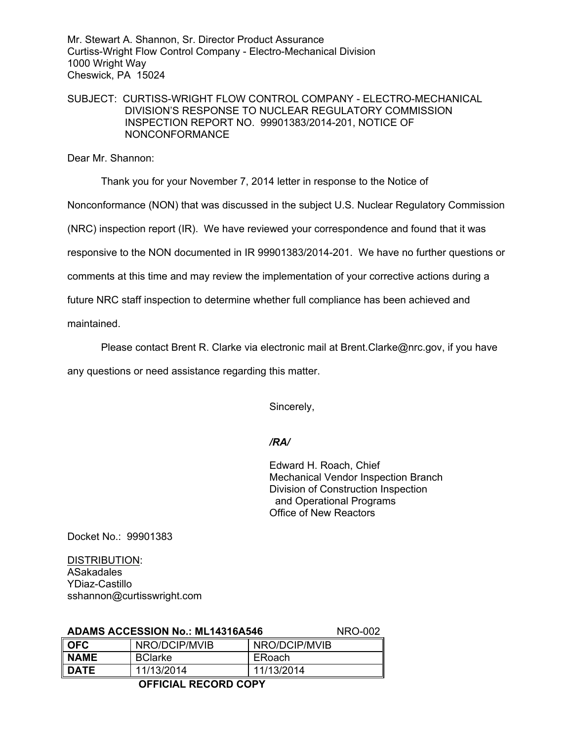Mr. Stewart A. Shannon, Sr. Director Product Assurance
Curtiss-Wright Flow Control Company - Electro-Mechanical Division
1000 Wright Way
Cheswick, PA 15024

SUBJECT: CURTISS-WRIGHT FLOW CONTROL COMPANY - ELECTRO-MECHANICAL DIVISION'S RESPONSE TO NUCLEAR REGULATORY COMMISSION INSPECTION REPORT NO. 99901383/2014-201, NOTICE OF NONCONFORMANCE

Dear Mr. Shannon:

Thank you for your November 7, 2014 letter in response to the Notice of Nonconformance (NON) that was discussed in the subject U.S. Nuclear Regulatory Commission (NRC) inspection report (IR). We have reviewed your correspondence and found that it was responsive to the NON documented in IR 99901383/2014-201. We have no further questions or comments at this time and may review the implementation of your corrective actions during a future NRC staff inspection to determine whether full compliance has been achieved and maintained.

Please contact Brent R. Clarke via electronic mail at Brent.Clarke@nrc.gov, if you have any questions or need assistance regarding this matter.

Sincerely,

***/RA/***

Edward H. Roach, Chief
Mechanical Vendor Inspection Branch
Division of Construction Inspection
and Operational Programs
Office of New Reactors

Docket No.: 99901383

<u>DISTRIBUTION</u>:
ASakadales
YDiaz-Castillo
sshannon@curtisswright.com

**ADAMS ACCESSION No.: ML14316A546** NRO-002

| OFC | NRO/DCIP/MVIB | NRO/DCIP/MVIB |
|---|---|---|
| NAME | BClarke | ERoach |
| DATE | 11/13/2014 | 11/13/2014 |

**OFFICIAL RECORD COPY**